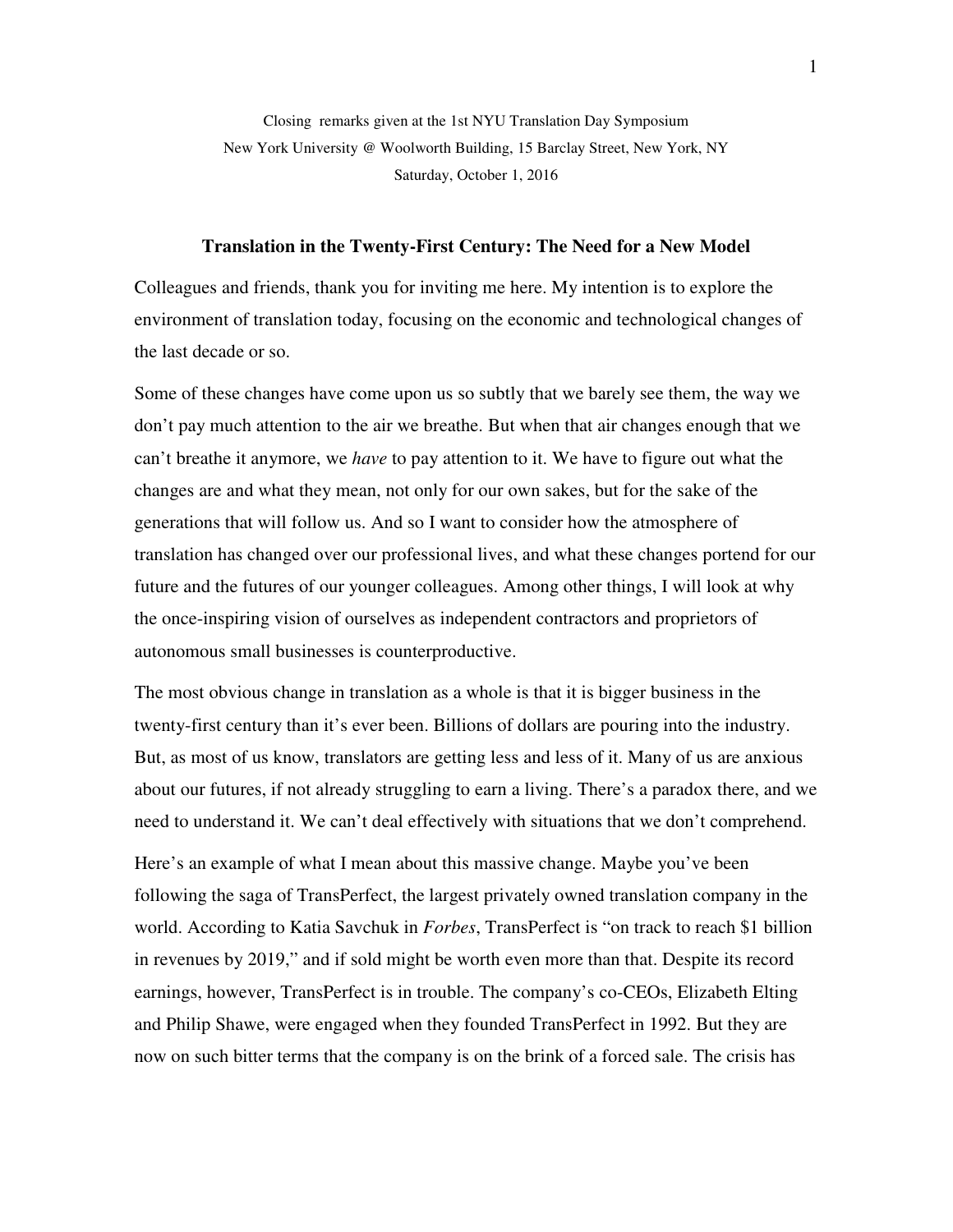Closing remarks given at the 1st NYU Translation Day Symposium
New York University @ Woolworth Building, 15 Barclay Street, New York, NY
Saturday, October 1, 2016

## Translation in the Twenty-First Century: The Need for a New Model

Colleagues and friends, thank you for inviting me here. My intention is to explore the environment of translation today, focusing on the economic and technological changes of the last decade or so.

Some of these changes have come upon us so subtly that we barely see them, the way we don't pay much attention to the air we breathe. But when that air changes enough that we can't breathe it anymore, we *have* to pay attention to it. We have to figure out what the changes are and what they mean, not only for our own sakes, but for the sake of the generations that will follow us. And so I want to consider how the atmosphere of translation has changed over our professional lives, and what these changes portend for our future and the futures of our younger colleagues. Among other things, I will look at why the once-inspiring vision of ourselves as independent contractors and proprietors of autonomous small businesses is counterproductive.

The most obvious change in translation as a whole is that it is bigger business in the twenty-first century than it's ever been. Billions of dollars are pouring into the industry. But, as most of us know, translators are getting less and less of it. Many of us are anxious about our futures, if not already struggling to earn a living. There's a paradox there, and we need to understand it. We can't deal effectively with situations that we don't comprehend.

Here's an example of what I mean about this massive change. Maybe you've been following the saga of TransPerfect, the largest privately owned translation company in the world. According to Katia Savchuk in *Forbes*, TransPerfect is "on track to reach $1 billion in revenues by 2019," and if sold might be worth even more than that. Despite its record earnings, however, TransPerfect is in trouble. The company's co-CEOs, Elizabeth Elting and Philip Shawe, were engaged when they founded TransPerfect in 1992. But they are now on such bitter terms that the company is on the brink of a forced sale. The crisis has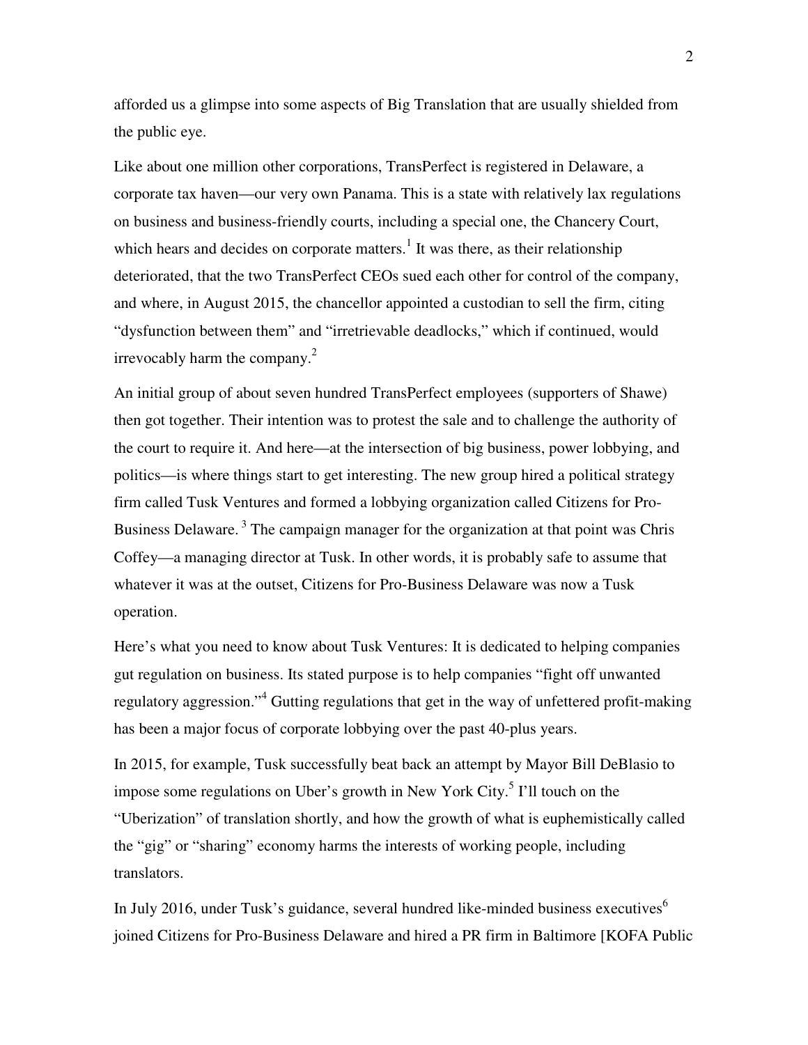afforded us a glimpse into some aspects of Big Translation that are usually shielded from the public eye.

Like about one million other corporations, TransPerfect is registered in Delaware, a corporate tax haven—our very own Panama. This is a state with relatively lax regulations on business and business-friendly courts, including a special one, the Chancery Court, which hears and decides on corporate matters.[1] It was there, as their relationship deteriorated, that the two TransPerfect CEOs sued each other for control of the company, and where, in August 2015, the chancellor appointed a custodian to sell the firm, citing "dysfunction between them" and "irretrievable deadlocks," which if continued, would irrevocably harm the company.[2]

An initial group of about seven hundred TransPerfect employees (supporters of Shawe) then got together. Their intention was to protest the sale and to challenge the authority of the court to require it. And here—at the intersection of big business, power lobbying, and politics—is where things start to get interesting. The new group hired a political strategy firm called Tusk Ventures and formed a lobbying organization called Citizens for Pro-Business Delaware.[3] The campaign manager for the organization at that point was Chris Coffey—a managing director at Tusk. In other words, it is probably safe to assume that whatever it was at the outset, Citizens for Pro-Business Delaware was now a Tusk operation.

Here's what you need to know about Tusk Ventures: It is dedicated to helping companies gut regulation on business. Its stated purpose is to help companies "fight off unwanted regulatory aggression."[4] Gutting regulations that get in the way of unfettered profit-making has been a major focus of corporate lobbying over the past 40-plus years.

In 2015, for example, Tusk successfully beat back an attempt by Mayor Bill DeBlasio to impose some regulations on Uber's growth in New York City.[5] I'll touch on the "Uberization" of translation shortly, and how the growth of what is euphemistically called the "gig" or "sharing" economy harms the interests of working people, including translators.

In July 2016, under Tusk's guidance, several hundred like-minded business executives[6] joined Citizens for Pro-Business Delaware and hired a PR firm in Baltimore [KOFA Public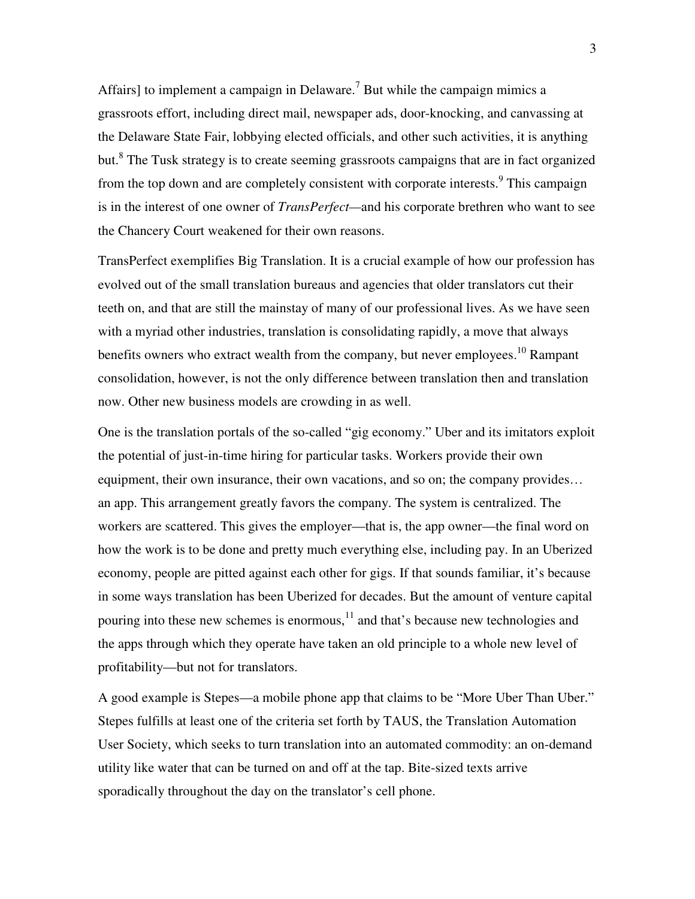Affairs] to implement a campaign in Delaware.[7] But while the campaign mimics a grassroots effort, including direct mail, newspaper ads, door-knocking, and canvassing at the Delaware State Fair, lobbying elected officials, and other such activities, it is anything but.[8] The Tusk strategy is to create seeming grassroots campaigns that are in fact organized from the top down and are completely consistent with corporate interests.[9] This campaign is in the interest of one owner of *TransPerfect*—and his corporate brethren who want to see the Chancery Court weakened for their own reasons.

TransPerfect exemplifies Big Translation. It is a crucial example of how our profession has evolved out of the small translation bureaus and agencies that older translators cut their teeth on, and that are still the mainstay of many of our professional lives. As we have seen with a myriad other industries, translation is consolidating rapidly, a move that always benefits owners who extract wealth from the company, but never employees.[10] Rampant consolidation, however, is not the only difference between translation then and translation now. Other new business models are crowding in as well.

One is the translation portals of the so-called "gig economy." Uber and its imitators exploit the potential of just-in-time hiring for particular tasks. Workers provide their own equipment, their own insurance, their own vacations, and so on; the company provides… an app. This arrangement greatly favors the company. The system is centralized. The workers are scattered. This gives the employer—that is, the app owner—the final word on how the work is to be done and pretty much everything else, including pay. In an Uberized economy, people are pitted against each other for gigs. If that sounds familiar, it's because in some ways translation has been Uberized for decades. But the amount of venture capital pouring into these new schemes is enormous,[11] and that's because new technologies and the apps through which they operate have taken an old principle to a whole new level of profitability—but not for translators.

A good example is Stepes—a mobile phone app that claims to be "More Uber Than Uber." Stepes fulfills at least one of the criteria set forth by TAUS, the Translation Automation User Society, which seeks to turn translation into an automated commodity: an on-demand utility like water that can be turned on and off at the tap. Bite-sized texts arrive sporadically throughout the day on the translator's cell phone.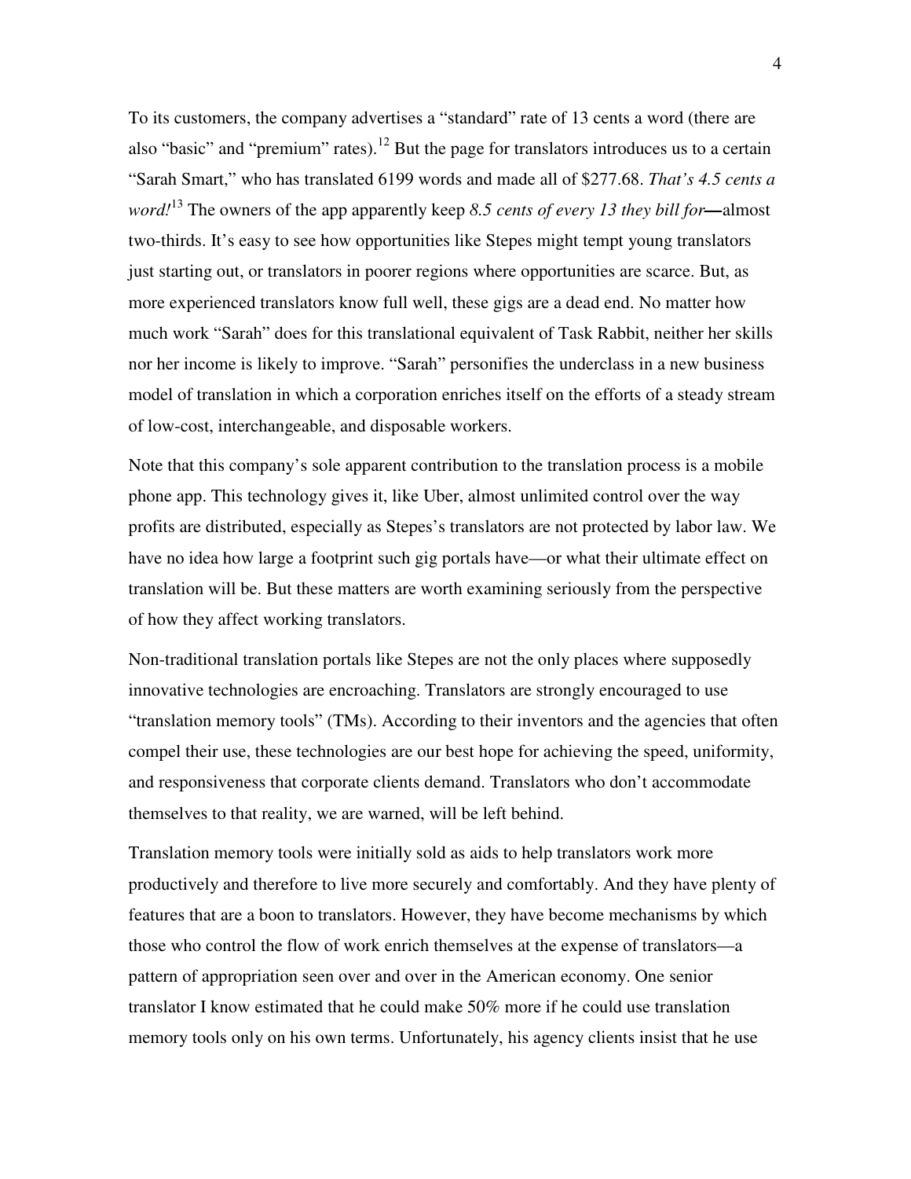To its customers, the company advertises a "standard" rate of 13 cents a word (there are also "basic" and "premium" rates).[12] But the page for translators introduces us to a certain "Sarah Smart," who has translated 6199 words and made all of $277.68. *That's 4.5 cents a word!*[13] The owners of the app apparently keep *8.5 cents of every 13 they bill for*—almost two-thirds. It's easy to see how opportunities like Stepes might tempt young translators just starting out, or translators in poorer regions where opportunities are scarce. But, as more experienced translators know full well, these gigs are a dead end. No matter how much work "Sarah" does for this translational equivalent of Task Rabbit, neither her skills nor her income is likely to improve. "Sarah" personifies the underclass in a new business model of translation in which a corporation enriches itself on the efforts of a steady stream of low-cost, interchangeable, and disposable workers.

Note that this company's sole apparent contribution to the translation process is a mobile phone app. This technology gives it, like Uber, almost unlimited control over the way profits are distributed, especially as Stepes's translators are not protected by labor law. We have no idea how large a footprint such gig portals have—or what their ultimate effect on translation will be. But these matters are worth examining seriously from the perspective of how they affect working translators.

Non-traditional translation portals like Stepes are not the only places where supposedly innovative technologies are encroaching. Translators are strongly encouraged to use "translation memory tools" (TMs). According to their inventors and the agencies that often compel their use, these technologies are our best hope for achieving the speed, uniformity, and responsiveness that corporate clients demand. Translators who don't accommodate themselves to that reality, we are warned, will be left behind.

Translation memory tools were initially sold as aids to help translators work more productively and therefore to live more securely and comfortably. And they have plenty of features that are a boon to translators. However, they have become mechanisms by which those who control the flow of work enrich themselves at the expense of translators—a pattern of appropriation seen over and over in the American economy. One senior translator I know estimated that he could make 50% more if he could use translation memory tools only on his own terms. Unfortunately, his agency clients insist that he use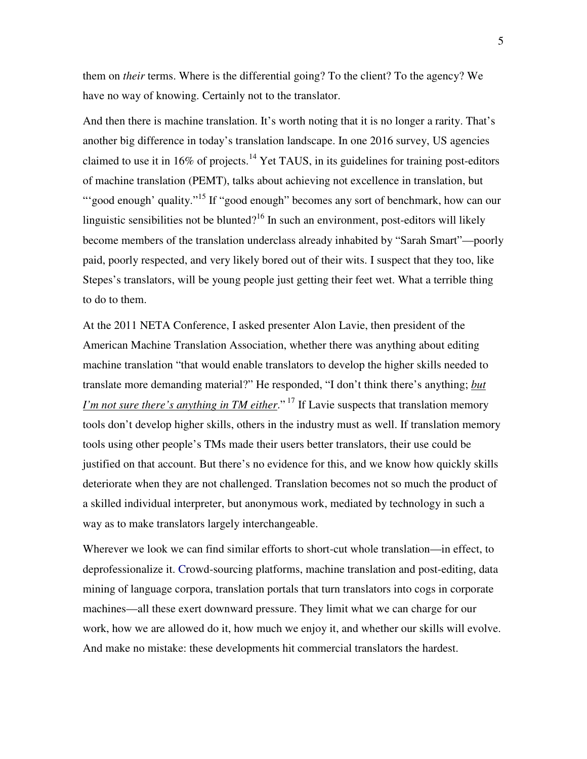them on *their* terms. Where is the differential going? To the client? To the agency? We have no way of knowing. Certainly not to the translator.

And then there is machine translation. It's worth noting that it is no longer a rarity. That's another big difference in today's translation landscape. In one 2016 survey, US agencies claimed to use it in 16% of projects.[14] Yet TAUS, in its guidelines for training post-editors of machine translation (PEMT), talks about achieving not excellence in translation, but "'good enough' quality."[15] If "good enough" becomes any sort of benchmark, how can our linguistic sensibilities not be blunted?[16] In such an environment, post-editors will likely become members of the translation underclass already inhabited by "Sarah Smart"—poorly paid, poorly respected, and very likely bored out of their wits. I suspect that they too, like Stepes's translators, will be young people just getting their feet wet. What a terrible thing to do to them.

At the 2011 NETA Conference, I asked presenter Alon Lavie, then president of the American Machine Translation Association, whether there was anything about editing machine translation "that would enable translators to develop the higher skills needed to translate more demanding material?" He responded, "I don't think there's anything; <u>*but I'm not sure there's anything in TM either*</u>."[17] If Lavie suspects that translation memory tools don't develop higher skills, others in the industry must as well. If translation memory tools using other people's TMs made their users better translators, their use could be justified on that account. But there's no evidence for this, and we know how quickly skills deteriorate when they are not challenged. Translation becomes not so much the product of a skilled individual interpreter, but anonymous work, mediated by technology in such a way as to make translators largely interchangeable.

Wherever we look we can find similar efforts to short-cut whole translation—in effect, to deprofessionalize it. Crowd-sourcing platforms, machine translation and post-editing, data mining of language corpora, translation portals that turn translators into cogs in corporate machines—all these exert downward pressure. They limit what we can charge for our work, how we are allowed do it, how much we enjoy it, and whether our skills will evolve. And make no mistake: these developments hit commercial translators the hardest.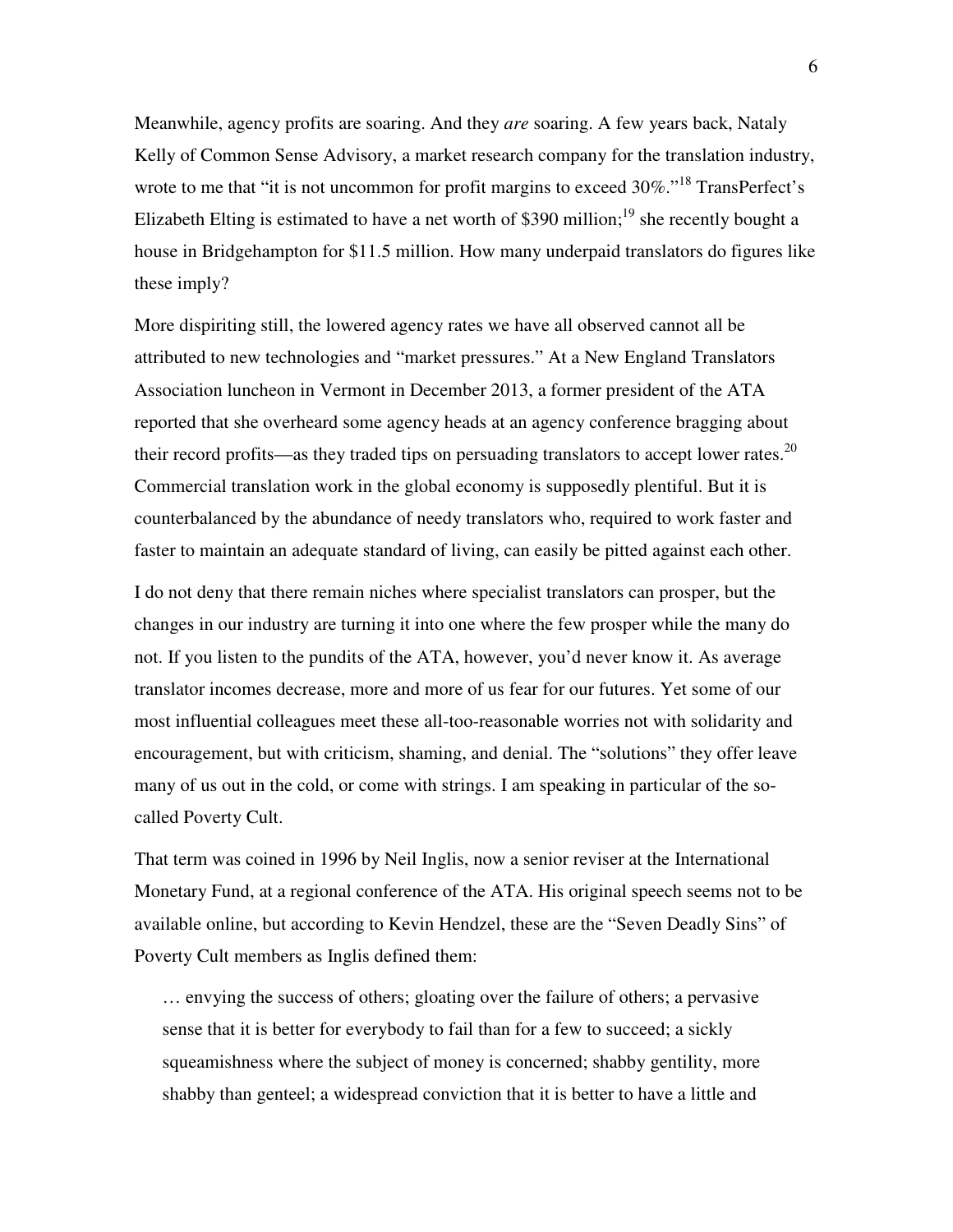Meanwhile, agency profits are soaring. And they *are* soaring. A few years back, Nataly Kelly of Common Sense Advisory, a market research company for the translation industry, wrote to me that "it is not uncommon for profit margins to exceed 30%."[18] TransPerfect's Elizabeth Elting is estimated to have a net worth of $390 million;[19] she recently bought a house in Bridgehampton for $11.5 million. How many underpaid translators do figures like these imply?

More dispiriting still, the lowered agency rates we have all observed cannot all be attributed to new technologies and "market pressures." At a New England Translators Association luncheon in Vermont in December 2013, a former president of the ATA reported that she overheard some agency heads at an agency conference bragging about their record profits—as they traded tips on persuading translators to accept lower rates.[20] Commercial translation work in the global economy is supposedly plentiful. But it is counterbalanced by the abundance of needy translators who, required to work faster and faster to maintain an adequate standard of living, can easily be pitted against each other.

I do not deny that there remain niches where specialist translators can prosper, but the changes in our industry are turning it into one where the few prosper while the many do not. If you listen to the pundits of the ATA, however, you'd never know it. As average translator incomes decrease, more and more of us fear for our futures. Yet some of our most influential colleagues meet these all-too-reasonable worries not with solidarity and encouragement, but with criticism, shaming, and denial. The "solutions" they offer leave many of us out in the cold, or come with strings. I am speaking in particular of the so-called Poverty Cult.

That term was coined in 1996 by Neil Inglis, now a senior reviser at the International Monetary Fund, at a regional conference of the ATA. His original speech seems not to be available online, but according to Kevin Hendzel, these are the "Seven Deadly Sins" of Poverty Cult members as Inglis defined them:

> … envying the success of others; gloating over the failure of others; a pervasive sense that it is better for everybody to fail than for a few to succeed; a sickly squeamishness where the subject of money is concerned; shabby gentility, more shabby than genteel; a widespread conviction that it is better to have a little and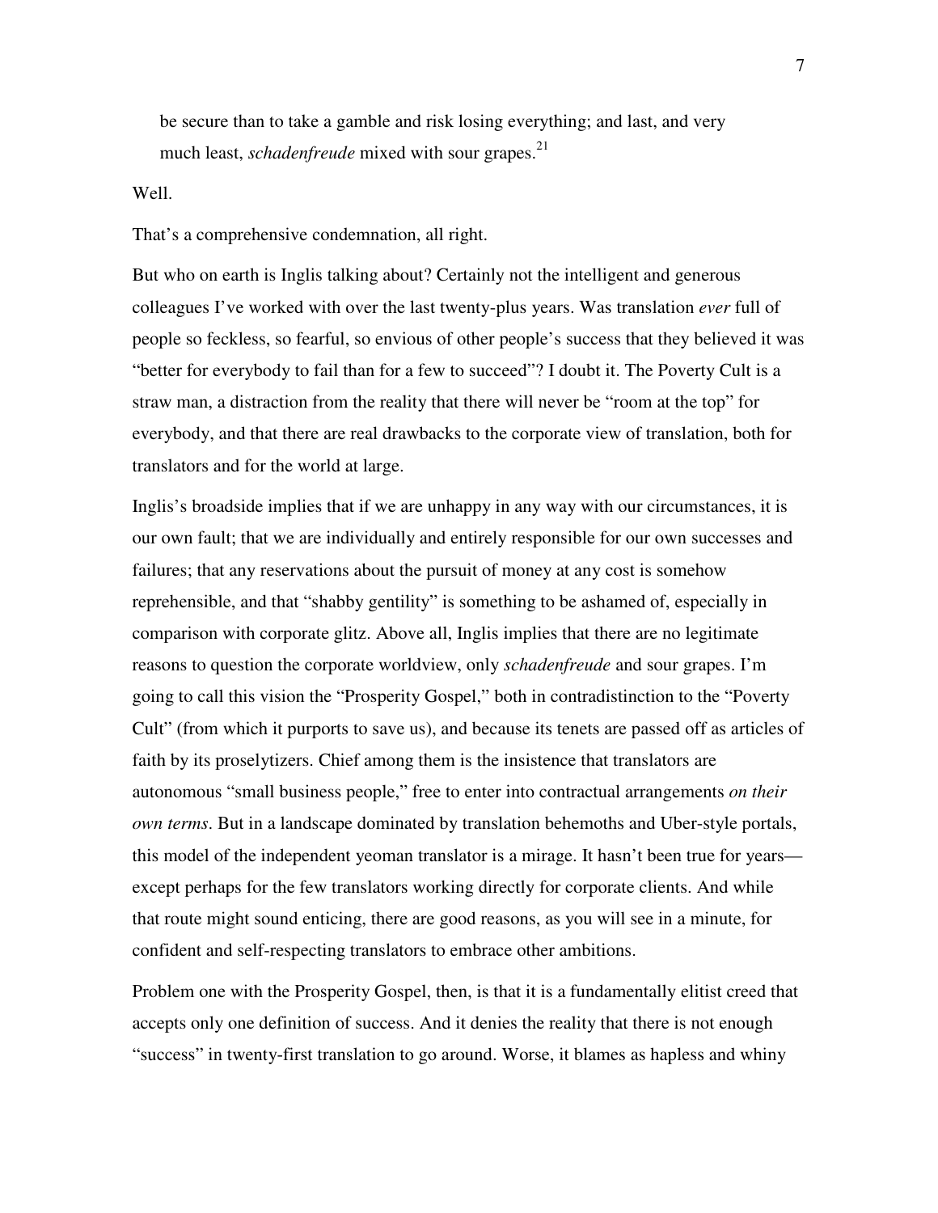be secure than to take a gamble and risk losing everything; and last, and very much least, *schadenfreude* mixed with sour grapes.[21]

Well.

That's a comprehensive condemnation, all right.

But who on earth is Inglis talking about? Certainly not the intelligent and generous colleagues I've worked with over the last twenty-plus years. Was translation *ever* full of people so feckless, so fearful, so envious of other people's success that they believed it was "better for everybody to fail than for a few to succeed"? I doubt it. The Poverty Cult is a straw man, a distraction from the reality that there will never be "room at the top" for everybody, and that there are real drawbacks to the corporate view of translation, both for translators and for the world at large.

Inglis's broadside implies that if we are unhappy in any way with our circumstances, it is our own fault; that we are individually and entirely responsible for our own successes and failures; that any reservations about the pursuit of money at any cost is somehow reprehensible, and that "shabby gentility" is something to be ashamed of, especially in comparison with corporate glitz. Above all, Inglis implies that there are no legitimate reasons to question the corporate worldview, only *schadenfreude* and sour grapes. I'm going to call this vision the "Prosperity Gospel," both in contradistinction to the "Poverty Cult" (from which it purports to save us), and because its tenets are passed off as articles of faith by its proselytizers. Chief among them is the insistence that translators are autonomous "small business people," free to enter into contractual arrangements *on their own terms*. But in a landscape dominated by translation behemoths and Uber-style portals, this model of the independent yeoman translator is a mirage. It hasn't been true for years—except perhaps for the few translators working directly for corporate clients. And while that route might sound enticing, there are good reasons, as you will see in a minute, for confident and self-respecting translators to embrace other ambitions.

Problem one with the Prosperity Gospel, then, is that it is a fundamentally elitist creed that accepts only one definition of success. And it denies the reality that there is not enough "success" in twenty-first translation to go around. Worse, it blames as hapless and whiny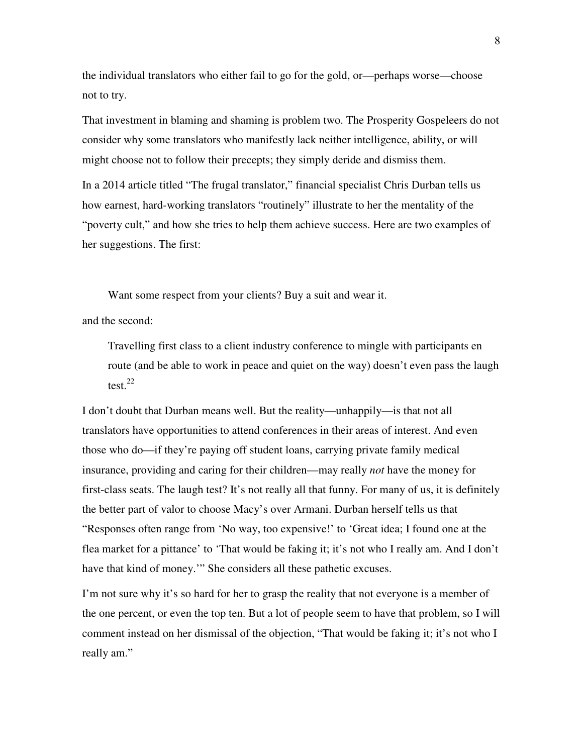the individual translators who either fail to go for the gold, or—perhaps worse—choose not to try.

That investment in blaming and shaming is problem two. The Prosperity Gospeleers do not consider why some translators who manifestly lack neither intelligence, ability, or will might choose not to follow their precepts; they simply deride and dismiss them.

In a 2014 article titled "The frugal translator," financial specialist Chris Durban tells us how earnest, hard-working translators "routinely" illustrate to her the mentality of the "poverty cult," and how she tries to help them achieve success. Here are two examples of her suggestions. The first:

> Want some respect from your clients? Buy a suit and wear it.

and the second:

> Travelling first class to a client industry conference to mingle with participants en route (and be able to work in peace and quiet on the way) doesn't even pass the laugh test.[22]

I don't doubt that Durban means well. But the reality—unhappily—is that not all translators have opportunities to attend conferences in their areas of interest. And even those who do—if they're paying off student loans, carrying private family medical insurance, providing and caring for their children—may really *not* have the money for first-class seats. The laugh test? It's not really all that funny. For many of us, it is definitely the better part of valor to choose Macy's over Armani. Durban herself tells us that "Responses often range from 'No way, too expensive!' to 'Great idea; I found one at the flea market for a pittance' to 'That would be faking it; it's not who I really am. And I don't have that kind of money.'" She considers all these pathetic excuses.

I'm not sure why it's so hard for her to grasp the reality that not everyone is a member of the one percent, or even the top ten. But a lot of people seem to have that problem, so I will comment instead on her dismissal of the objection, "That would be faking it; it's not who I really am."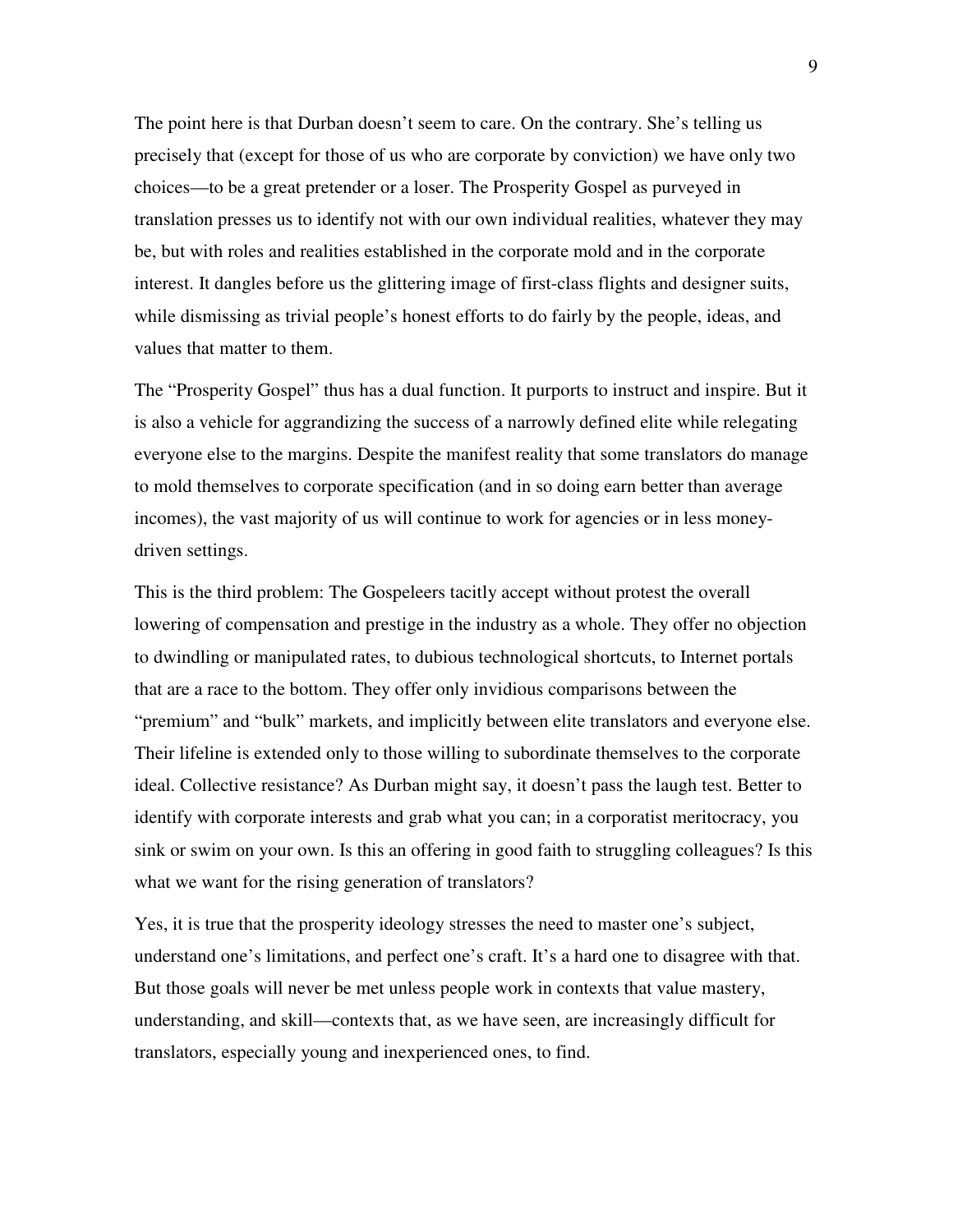The point here is that Durban doesn't seem to care. On the contrary. She's telling us precisely that (except for those of us who are corporate by conviction) we have only two choices—to be a great pretender or a loser. The Prosperity Gospel as purveyed in translation presses us to identify not with our own individual realities, whatever they may be, but with roles and realities established in the corporate mold and in the corporate interest. It dangles before us the glittering image of first-class flights and designer suits, while dismissing as trivial people's honest efforts to do fairly by the people, ideas, and values that matter to them.

The "Prosperity Gospel" thus has a dual function. It purports to instruct and inspire. But it is also a vehicle for aggrandizing the success of a narrowly defined elite while relegating everyone else to the margins. Despite the manifest reality that some translators do manage to mold themselves to corporate specification (and in so doing earn better than average incomes), the vast majority of us will continue to work for agencies or in less money-driven settings.

This is the third problem: The Gospeleers tacitly accept without protest the overall lowering of compensation and prestige in the industry as a whole. They offer no objection to dwindling or manipulated rates, to dubious technological shortcuts, to Internet portals that are a race to the bottom. They offer only invidious comparisons between the "premium" and "bulk" markets, and implicitly between elite translators and everyone else. Their lifeline is extended only to those willing to subordinate themselves to the corporate ideal. Collective resistance? As Durban might say, it doesn't pass the laugh test. Better to identify with corporate interests and grab what you can; in a corporatist meritocracy, you sink or swim on your own. Is this an offering in good faith to struggling colleagues? Is this what we want for the rising generation of translators?

Yes, it is true that the prosperity ideology stresses the need to master one's subject, understand one's limitations, and perfect one's craft. It's a hard one to disagree with that. But those goals will never be met unless people work in contexts that value mastery, understanding, and skill—contexts that, as we have seen, are increasingly difficult for translators, especially young and inexperienced ones, to find.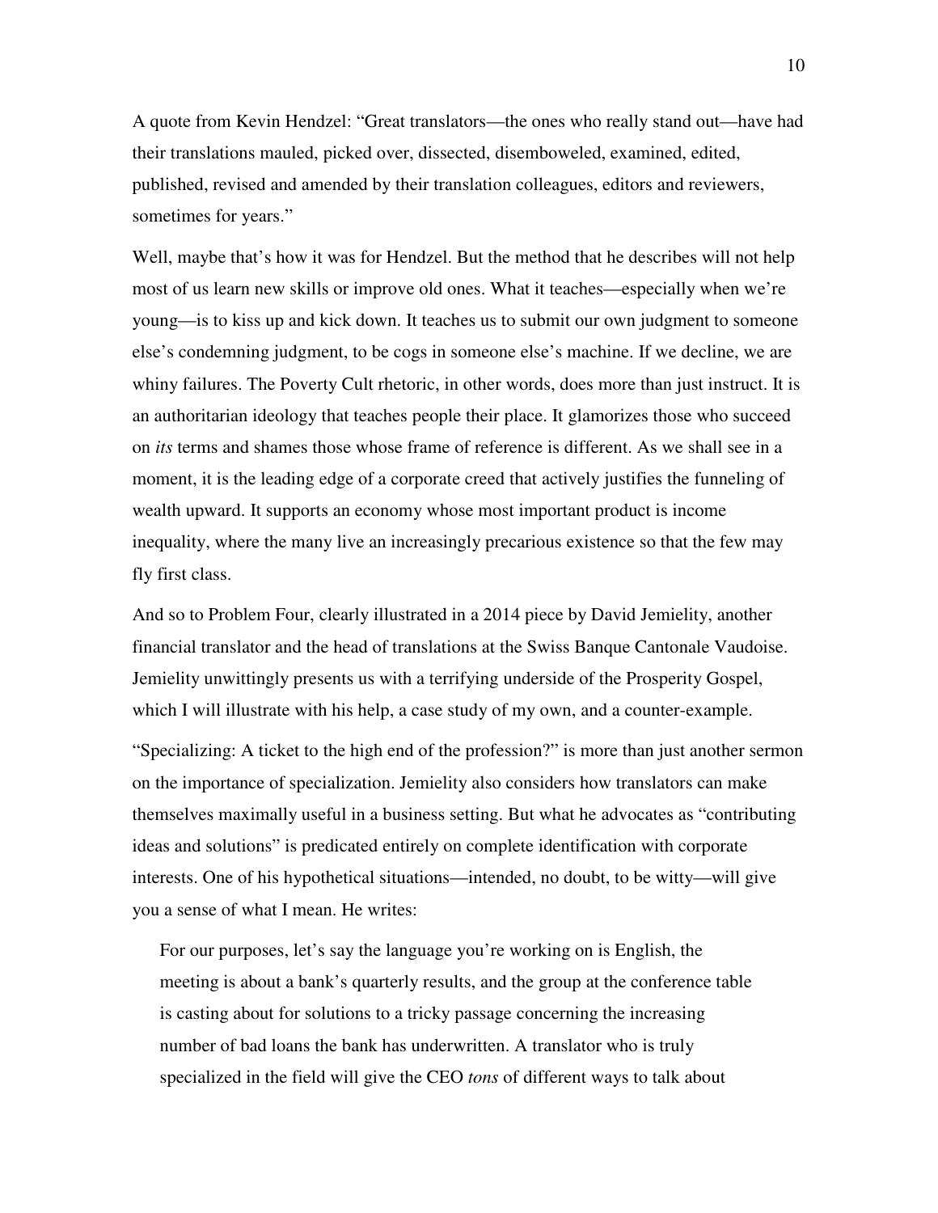A quote from Kevin Hendzel: “Great translators—the ones who really stand out—have had their translations mauled, picked over, dissected, disemboweled, examined, edited, published, revised and amended by their translation colleagues, editors and reviewers, sometimes for years.”

Well, maybe that’s how it was for Hendzel. But the method that he describes will not help most of us learn new skills or improve old ones. What it teaches—especially when we’re young—is to kiss up and kick down. It teaches us to submit our own judgment to someone else’s condemning judgment, to be cogs in someone else’s machine. If we decline, we are whiny failures. The Poverty Cult rhetoric, in other words, does more than just instruct. It is an authoritarian ideology that teaches people their place. It glamorizes those who succeed on *its* terms and shames those whose frame of reference is different. As we shall see in a moment, it is the leading edge of a corporate creed that actively justifies the funneling of wealth upward. It supports an economy whose most important product is income inequality, where the many live an increasingly precarious existence so that the few may fly first class.

And so to Problem Four, clearly illustrated in a 2014 piece by David Jemielity, another financial translator and the head of translations at the Swiss Banque Cantonale Vaudoise. Jemielity unwittingly presents us with a terrifying underside of the Prosperity Gospel, which I will illustrate with his help, a case study of my own, and a counter-example.

“Specializing: A ticket to the high end of the profession?” is more than just another sermon on the importance of specialization. Jemielity also considers how translators can make themselves maximally useful in a business setting. But what he advocates as “contributing ideas and solutions” is predicated entirely on complete identification with corporate interests. One of his hypothetical situations—intended, no doubt, to be witty—will give you a sense of what I mean. He writes:

> For our purposes, let’s say the language you’re working on is English, the meeting is about a bank’s quarterly results, and the group at the conference table is casting about for solutions to a tricky passage concerning the increasing number of bad loans the bank has underwritten. A translator who is truly specialized in the field will give the CEO *tons* of different ways to talk about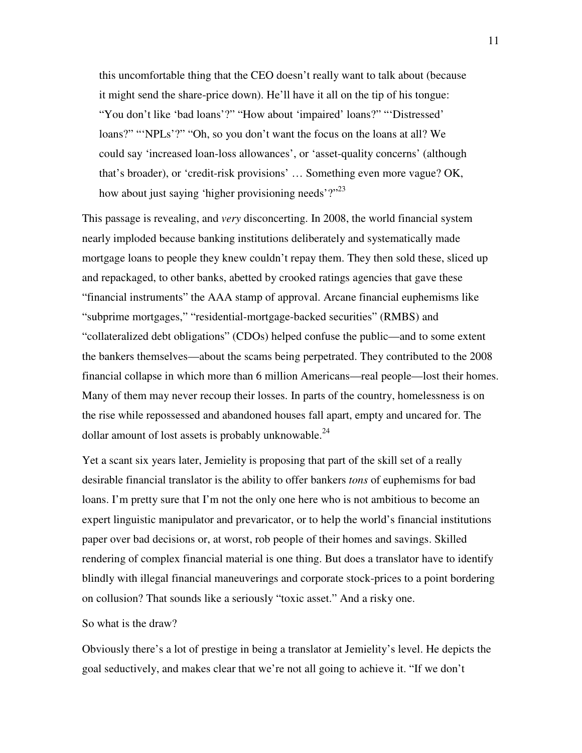> this uncomfortable thing that the CEO doesn't really want to talk about (because it might send the share-price down). He'll have it all on the tip of his tongue: "You don't like 'bad loans'?" "How about 'impaired' loans?" "'Distressed' loans?" "'NPLs'?" "Oh, so you don't want the focus on the loans at all? We could say 'increased loan-loss allowances', or 'asset-quality concerns' (although that's broader), or 'credit-risk provisions' … Something even more vague? OK, how about just saying 'higher provisioning needs'?"[23]

This passage is revealing, and *very* disconcerting. In 2008, the world financial system nearly imploded because banking institutions deliberately and systematically made mortgage loans to people they knew couldn't repay them. They then sold these, sliced up and repackaged, to other banks, abetted by crooked ratings agencies that gave these "financial instruments" the AAA stamp of approval. Arcane financial euphemisms like "subprime mortgages," "residential-mortgage-backed securities" (RMBS) and "collateralized debt obligations" (CDOs) helped confuse the public—and to some extent the bankers themselves—about the scams being perpetrated. They contributed to the 2008 financial collapse in which more than 6 million Americans—real people—lost their homes. Many of them may never recoup their losses. In parts of the country, homelessness is on the rise while repossessed and abandoned houses fall apart, empty and uncared for. The dollar amount of lost assets is probably unknowable.[24]

Yet a scant six years later, Jemielity is proposing that part of the skill set of a really desirable financial translator is the ability to offer bankers *tons* of euphemisms for bad loans. I'm pretty sure that I'm not the only one here who is not ambitious to become an expert linguistic manipulator and prevaricator, or to help the world's financial institutions paper over bad decisions or, at worst, rob people of their homes and savings. Skilled rendering of complex financial material is one thing. But does a translator have to identify blindly with illegal financial maneuverings and corporate stock-prices to a point bordering on collusion? That sounds like a seriously "toxic asset." And a risky one.

So what is the draw?

Obviously there's a lot of prestige in being a translator at Jemielity's level. He depicts the goal seductively, and makes clear that we're not all going to achieve it. "If we don't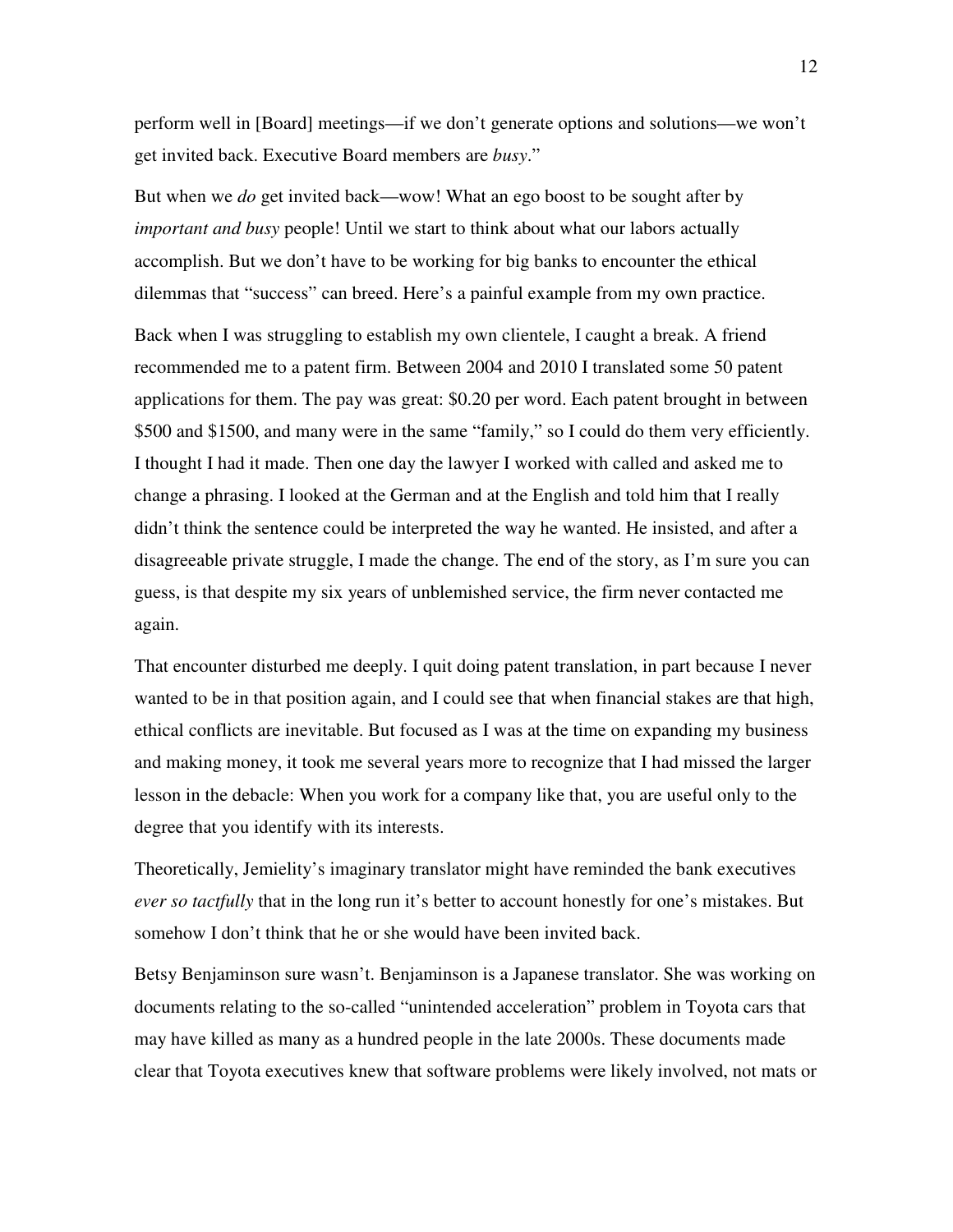perform well in [Board] meetings—if we don't generate options and solutions—we won't get invited back. Executive Board members are *busy*."

But when we *do* get invited back—wow! What an ego boost to be sought after by *important and busy* people! Until we start to think about what our labors actually accomplish. But we don't have to be working for big banks to encounter the ethical dilemmas that "success" can breed. Here's a painful example from my own practice.

Back when I was struggling to establish my own clientele, I caught a break. A friend recommended me to a patent firm. Between 2004 and 2010 I translated some 50 patent applications for them. The pay was great: $0.20 per word. Each patent brought in between $500 and $1500, and many were in the same "family," so I could do them very efficiently. I thought I had it made. Then one day the lawyer I worked with called and asked me to change a phrasing. I looked at the German and at the English and told him that I really didn't think the sentence could be interpreted the way he wanted. He insisted, and after a disagreeable private struggle, I made the change. The end of the story, as I'm sure you can guess, is that despite my six years of unblemished service, the firm never contacted me again.

That encounter disturbed me deeply. I quit doing patent translation, in part because I never wanted to be in that position again, and I could see that when financial stakes are that high, ethical conflicts are inevitable. But focused as I was at the time on expanding my business and making money, it took me several years more to recognize that I had missed the larger lesson in the debacle: When you work for a company like that, you are useful only to the degree that you identify with its interests.

Theoretically, Jemielity's imaginary translator might have reminded the bank executives *ever so tactfully* that in the long run it's better to account honestly for one's mistakes. But somehow I don't think that he or she would have been invited back.

Betsy Benjaminson sure wasn't. Benjaminson is a Japanese translator. She was working on documents relating to the so-called "unintended acceleration" problem in Toyota cars that may have killed as many as a hundred people in the late 2000s. These documents made clear that Toyota executives knew that software problems were likely involved, not mats or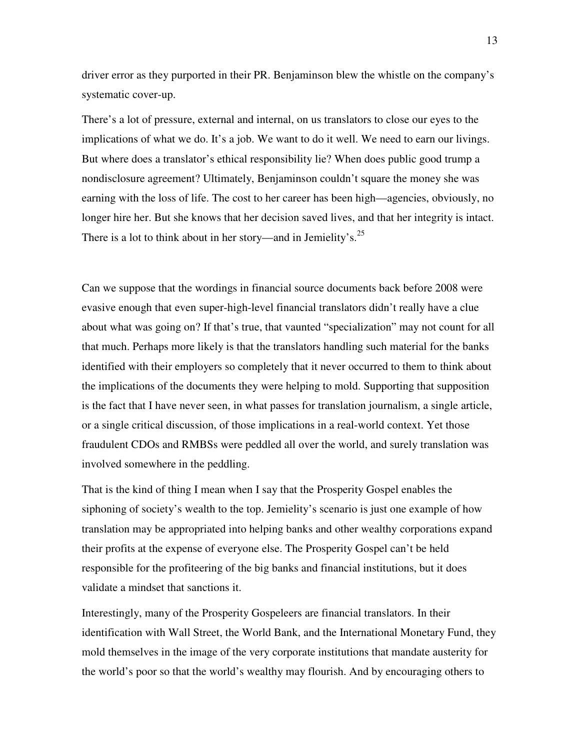driver error as they purported in their PR. Benjaminson blew the whistle on the company's systematic cover-up.

There's a lot of pressure, external and internal, on us translators to close our eyes to the implications of what we do. It's a job. We want to do it well. We need to earn our livings. But where does a translator's ethical responsibility lie? When does public good trump a nondisclosure agreement? Ultimately, Benjaminson couldn't square the money she was earning with the loss of life. The cost to her career has been high—agencies, obviously, no longer hire her. But she knows that her decision saved lives, and that her integrity is intact. There is a lot to think about in her story—and in Jemielity's.[25]

Can we suppose that the wordings in financial source documents back before 2008 were evasive enough that even super-high-level financial translators didn't really have a clue about what was going on? If that's true, that vaunted "specialization" may not count for all that much. Perhaps more likely is that the translators handling such material for the banks identified with their employers so completely that it never occurred to them to think about the implications of the documents they were helping to mold. Supporting that supposition is the fact that I have never seen, in what passes for translation journalism, a single article, or a single critical discussion, of those implications in a real-world context. Yet those fraudulent CDOs and RMBSs were peddled all over the world, and surely translation was involved somewhere in the peddling.

That is the kind of thing I mean when I say that the Prosperity Gospel enables the siphoning of society's wealth to the top. Jemielity's scenario is just one example of how translation may be appropriated into helping banks and other wealthy corporations expand their profits at the expense of everyone else. The Prosperity Gospel can't be held responsible for the profiteering of the big banks and financial institutions, but it does validate a mindset that sanctions it.

Interestingly, many of the Prosperity Gospeleers are financial translators. In their identification with Wall Street, the World Bank, and the International Monetary Fund, they mold themselves in the image of the very corporate institutions that mandate austerity for the world's poor so that the world's wealthy may flourish. And by encouraging others to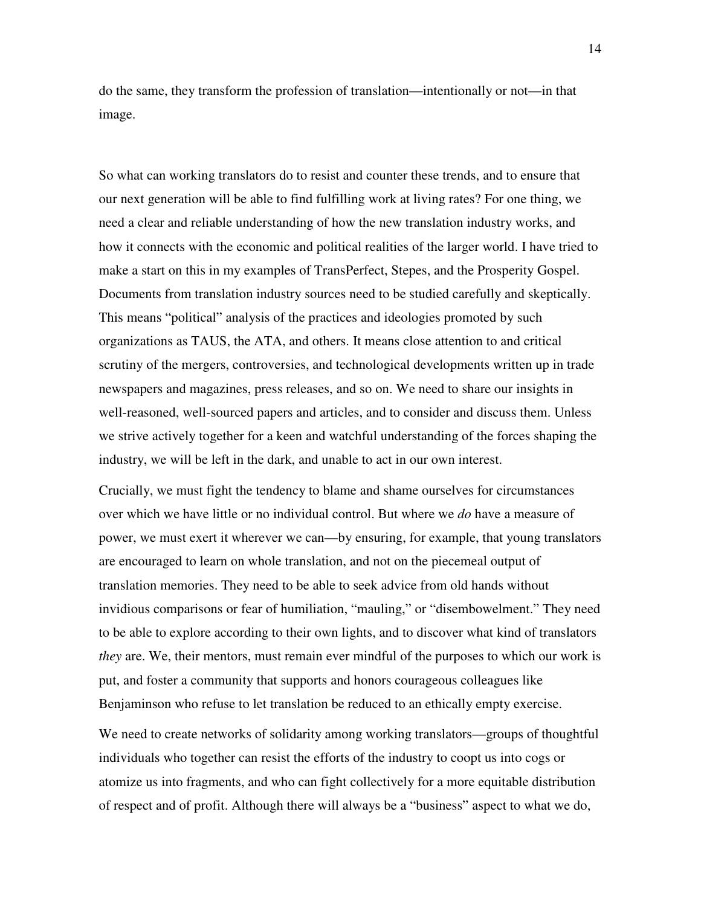do the same, they transform the profession of translation—intentionally or not—in that image.

So what can working translators do to resist and counter these trends, and to ensure that our next generation will be able to find fulfilling work at living rates? For one thing, we need a clear and reliable understanding of how the new translation industry works, and how it connects with the economic and political realities of the larger world. I have tried to make a start on this in my examples of TransPerfect, Stepes, and the Prosperity Gospel. Documents from translation industry sources need to be studied carefully and skeptically. This means "political" analysis of the practices and ideologies promoted by such organizations as TAUS, the ATA, and others. It means close attention to and critical scrutiny of the mergers, controversies, and technological developments written up in trade newspapers and magazines, press releases, and so on. We need to share our insights in well-reasoned, well-sourced papers and articles, and to consider and discuss them. Unless we strive actively together for a keen and watchful understanding of the forces shaping the industry, we will be left in the dark, and unable to act in our own interest.

Crucially, we must fight the tendency to blame and shame ourselves for circumstances over which we have little or no individual control. But where we *do* have a measure of power, we must exert it wherever we can—by ensuring, for example, that young translators are encouraged to learn on whole translation, and not on the piecemeal output of translation memories. They need to be able to seek advice from old hands without invidious comparisons or fear of humiliation, "mauling," or "disembowelment." They need to be able to explore according to their own lights, and to discover what kind of translators *they* are. We, their mentors, must remain ever mindful of the purposes to which our work is put, and foster a community that supports and honors courageous colleagues like Benjaminson who refuse to let translation be reduced to an ethically empty exercise.

We need to create networks of solidarity among working translators—groups of thoughtful individuals who together can resist the efforts of the industry to coopt us into cogs or atomize us into fragments, and who can fight collectively for a more equitable distribution of respect and of profit. Although there will always be a "business" aspect to what we do,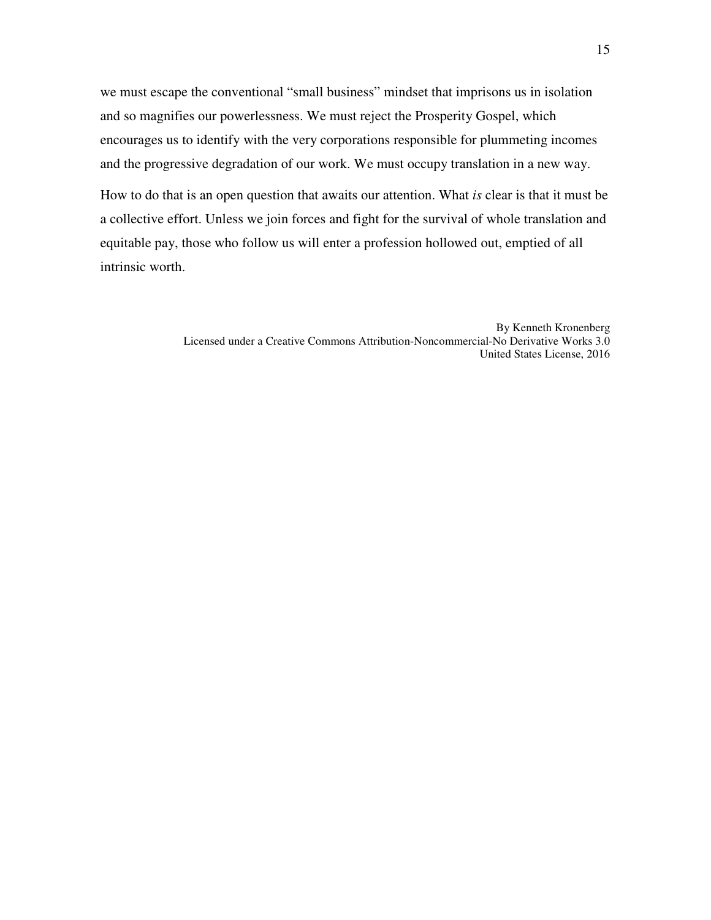we must escape the conventional "small business" mindset that imprisons us in isolation and so magnifies our powerlessness. We must reject the Prosperity Gospel, which encourages us to identify with the very corporations responsible for plummeting incomes and the progressive degradation of our work. We must occupy translation in a new way.

How to do that is an open question that awaits our attention. What *is* clear is that it must be a collective effort. Unless we join forces and fight for the survival of whole translation and equitable pay, those who follow us will enter a profession hollowed out, emptied of all intrinsic worth.

By Kenneth Kronenberg
Licensed under a Creative Commons Attribution-Noncommercial-No Derivative Works 3.0 United States License, 2016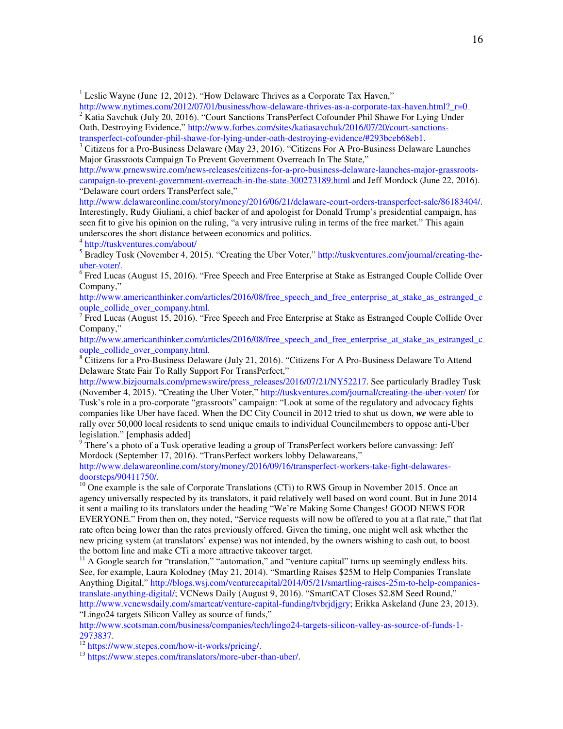[1] Leslie Wayne (June 12, 2012). "How Delaware Thrives as a Corporate Tax Haven," http://www.nytimes.com/2012/07/01/business/how-delaware-thrives-as-a-corporate-tax-haven.html?_r=0

[2] Katia Savchuk (July 20, 2016). "Court Sanctions TransPerfect Cofounder Phil Shawe For Lying Under Oath, Destroying Evidence," http://www.forbes.com/sites/katiasavchuk/2016/07/20/court-sanctions-transperfect-cofounder-phil-shawe-for-lying-under-oath-destroying-evidence/#293bceb68eb1.

[3] Citizens for a Pro-Business Delaware (May 23, 2016). "Citizens For A Pro-Business Delaware Launches Major Grassroots Campaign To Prevent Government Overreach In The State," http://www.prnewswire.com/news-releases/citizens-for-a-pro-business-delaware-launches-major-grassroots-campaign-to-prevent-government-overreach-in-the-state-300273189.html and Jeff Mordock (June 22, 2016). "Delaware court orders TransPerfect sale," http://www.delawareonline.com/story/money/2016/06/21/delaware-court-orders-transperfect-sale/86183404/. Interestingly, Rudy Giuliani, a chief backer of and apologist for Donald Trump's presidential campaign, has seen fit to give his opinion on the ruling, "a very intrusive ruling in terms of the free market." This again underscores the short distance between economics and politics.

[4] http://tuskventures.com/about/

[5] Bradley Tusk (November 4, 2015). "Creating the Uber Voter," http://tuskventures.com/journal/creating-the-uber-voter/.

[6] Fred Lucas (August 15, 2016). "Free Speech and Free Enterprise at Stake as Estranged Couple Collide Over Company," http://www.americanthinker.com/articles/2016/08/free_speech_and_free_enterprise_at_stake_as_estranged_couple_collide_over_company.html.

[7] Fred Lucas (August 15, 2016). "Free Speech and Free Enterprise at Stake as Estranged Couple Collide Over Company," http://www.americanthinker.com/articles/2016/08/free_speech_and_free_enterprise_at_stake_as_estranged_couple_collide_over_company.html.

[8] Citizens for a Pro-Business Delaware (July 21, 2016). "Citizens For A Pro-Business Delaware To Attend Delaware State Fair To Rally Support For TransPerfect," http://www.bizjournals.com/prnewswire/press_releases/2016/07/21/NY52217. See particularly Bradley Tusk (November 4, 2015). "Creating the Uber Voter," http://tuskventures.com/journal/creating-the-uber-voter/ for Tusk's role in a pro-corporate "grassroots" campaign: "Look at some of the regulatory and advocacy fights companies like Uber have faced. When the DC City Council in 2012 tried to shut us down, ***we*** were able to rally over 50,000 local residents to send unique emails to individual Councilmembers to oppose anti-Uber legislation." [emphasis added]

[9] There's a photo of a Tusk operative leading a group of TransPerfect workers before canvassing: Jeff Mordock (September 17, 2016). "TransPerfect workers lobby Delawareans," http://www.delawareonline.com/story/money/2016/09/16/transperfect-workers-take-fight-delawares-doorsteps/90411750/.

[10] One example is the sale of Corporate Translations (CTi) to RWS Group in November 2015. Once an agency universally respected by its translators, it paid relatively well based on word count. But in June 2014 it sent a mailing to its translators under the heading "We're Making Some Changes! GOOD NEWS FOR EVERYONE." From then on, they noted, "Service requests will now be offered to you at a flat rate," that flat rate often being lower than the rates previously offered. Given the timing, one might well ask whether the new pricing system (at translators' expense) was not intended, by the owners wishing to cash out, to boost the bottom line and make CTi a more attractive takeover target.

[11] A Google search for "translation," "automation," and "venture capital" turns up seemingly endless hits. See, for example, Laura Kolodney (May 21, 2014). "Smartling Raises $25M to Help Companies Translate Anything Digital," http://blogs.wsj.com/venturecapital/2014/05/21/smartling-raises-25m-to-help-companies-translate-anything-digital/; VCNews Daily (August 9, 2016). "SmartCAT Closes $2.8M Seed Round," http://www.vcnewsdaily.com/smartcat/venture-capital-funding/tvbrjdjgry; Erikka Askeland (June 23, 2013). "Lingo24 targets Silicon Valley as source of funds," http://www.scotsman.com/business/companies/tech/lingo24-targets-silicon-valley-as-source-of-funds-1-2973837.

[12] https://www.stepes.com/how-it-works/pricing/.

[13] https://www.stepes.com/translators/more-uber-than-uber/.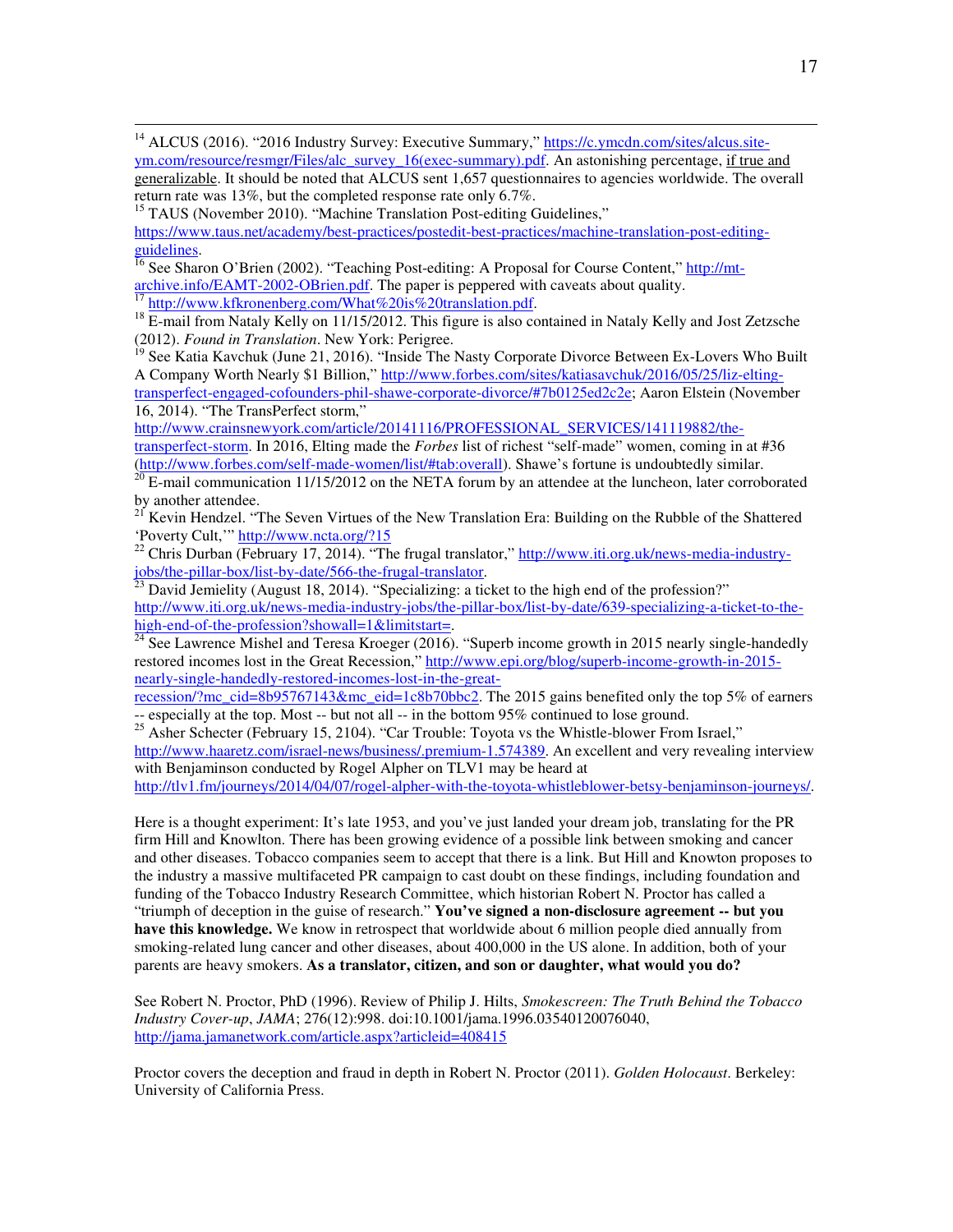[14] ALCUS (2016). "2016 Industry Survey: Executive Summary," https://c.ymcdn.com/sites/alcus.site-ym.com/resource/resmgr/Files/alc_survey_16(exec-summary).pdf. An astonishing percentage, if true and generalizable. It should be noted that ALCUS sent 1,657 questionnaires to agencies worldwide. The overall return rate was 13%, but the completed response rate only 6.7%.

[15] TAUS (November 2010). "Machine Translation Post-editing Guidelines," https://www.taus.net/academy/best-practices/postedit-best-practices/machine-translation-post-editing-guidelines.

[16] See Sharon O'Brien (2002). "Teaching Post-editing: A Proposal for Course Content," http://mt-archive.info/EAMT-2002-OBrien.pdf. The paper is peppered with caveats about quality.

[17] http://www.kfkronenberg.com/What%20is%20translation.pdf.

[18] E-mail from Nataly Kelly on 11/15/2012. This figure is also contained in Nataly Kelly and Jost Zetzsche (2012). *Found in Translation*. New York: Perigree.

[19] See Katia Kavchuk (June 21, 2016). "Inside The Nasty Corporate Divorce Between Ex-Lovers Who Built A Company Worth Nearly $1 Billion," http://www.forbes.com/sites/katiasavchuk/2016/05/25/liz-elting-transperfect-engaged-cofounders-phil-shawe-corporate-divorce/#7b0125ed2c2e; Aaron Elstein (November 16, 2014). "The TransPerfect storm," http://www.crainsnewyork.com/article/20141116/PROFESSIONAL_SERVICES/141119882/the-transperfect-storm. In 2016, Elting made the *Forbes* list of richest "self-made" women, coming in at #36 (http://www.forbes.com/self-made-women/list/#tab:overall). Shawe's fortune is undoubtedly similar.

[20] E-mail communication 11/15/2012 on the NETA forum by an attendee at the luncheon, later corroborated by another attendee.

[21] Kevin Hendzel. "The Seven Virtues of the New Translation Era: Building on the Rubble of the Shattered 'Poverty Cult,'" http://www.ncta.org/?15

[22] Chris Durban (February 17, 2014). "The frugal translator," http://www.iti.org.uk/news-media-industry-jobs/the-pillar-box/list-by-date/566-the-frugal-translator.

[23] David Jemielity (August 18, 2014). "Specializing: a ticket to the high end of the profession?" http://www.iti.org.uk/news-media-industry-jobs/the-pillar-box/list-by-date/639-specializing-a-ticket-to-the-high-end-of-the-profession?showall=1&limitstart=.

[24] See Lawrence Mishel and Teresa Kroeger (2016). "Superb income growth in 2015 nearly single-handedly restored incomes lost in the Great Recession," http://www.epi.org/blog/superb-income-growth-in-2015-nearly-single-handedly-restored-incomes-lost-in-the-great-recession/?mc_cid=8b95767143&mc_eid=1c8b70bbc2. The 2015 gains benefited only the top 5% of earners -- especially at the top. Most -- but not all -- in the bottom 95% continued to lose ground.

[25] Asher Schecter (February 15, 2104). "Car Trouble: Toyota vs the Whistle-blower From Israel," http://www.haaretz.com/israel-news/business/.premium-1.574389. An excellent and very revealing interview with Benjaminson conducted by Rogel Alpher on TLV1 may be heard at http://tlv1.fm/journeys/2014/04/07/rogel-alpher-with-the-toyota-whistleblower-betsy-benjaminson-journeys/.

Here is a thought experiment: It's late 1953, and you've just landed your dream job, translating for the PR firm Hill and Knowlton. There has been growing evidence of a possible link between smoking and cancer and other diseases. Tobacco companies seem to accept that there is a link. But Hill and Knowton proposes to the industry a massive multifaceted PR campaign to cast doubt on these findings, including foundation and funding of the Tobacco Industry Research Committee, which historian Robert N. Proctor has called a "triumph of deception in the guise of research." **You've signed a non-disclosure agreement -- but you have this knowledge.** We know in retrospect that worldwide about 6 million people died annually from smoking-related lung cancer and other diseases, about 400,000 in the US alone. In addition, both of your parents are heavy smokers. **As a translator, citizen, and son or daughter, what would you do?**

See Robert N. Proctor, PhD (1996). Review of Philip J. Hilts, *Smokescreen: The Truth Behind the Tobacco Industry Cover-up*, *JAMA*; 276(12):998. doi:10.1001/jama.1996.03540120076040, http://jama.jamanetwork.com/article.aspx?articleid=408415

Proctor covers the deception and fraud in depth in Robert N. Proctor (2011). *Golden Holocaust*. Berkeley: University of California Press.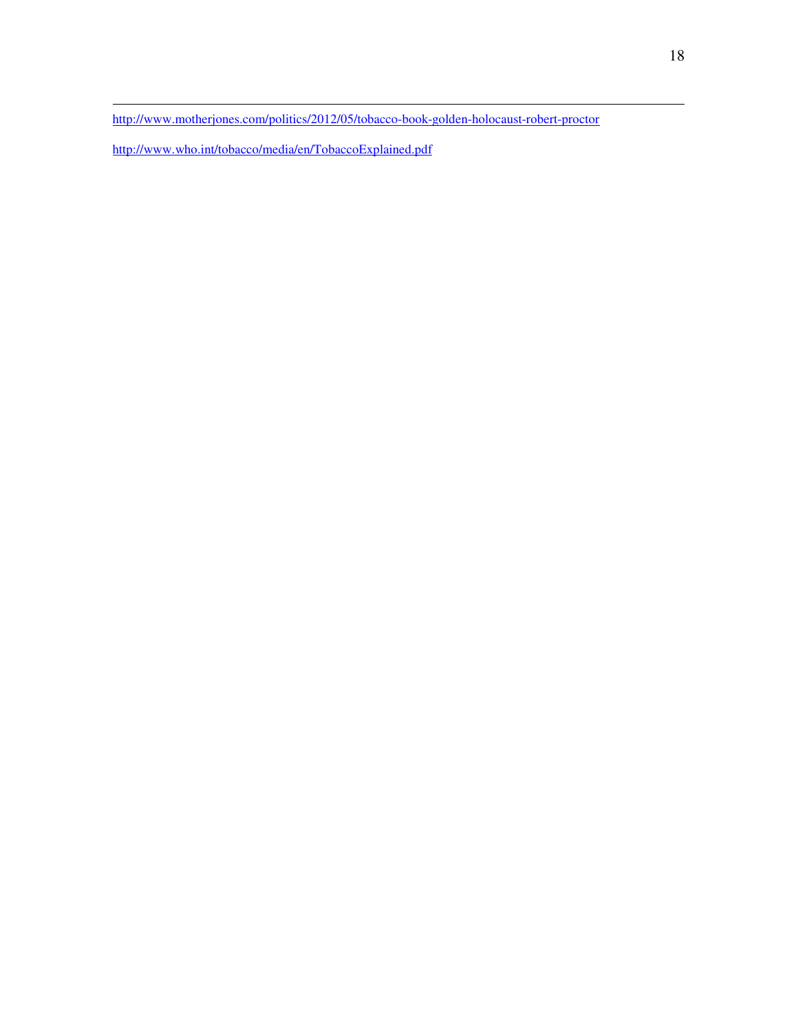http://www.motherjones.com/politics/2012/05/tobacco-book-golden-holocaust-robert-proctor

http://www.who.int/tobacco/media/en/TobaccoExplained.pdf